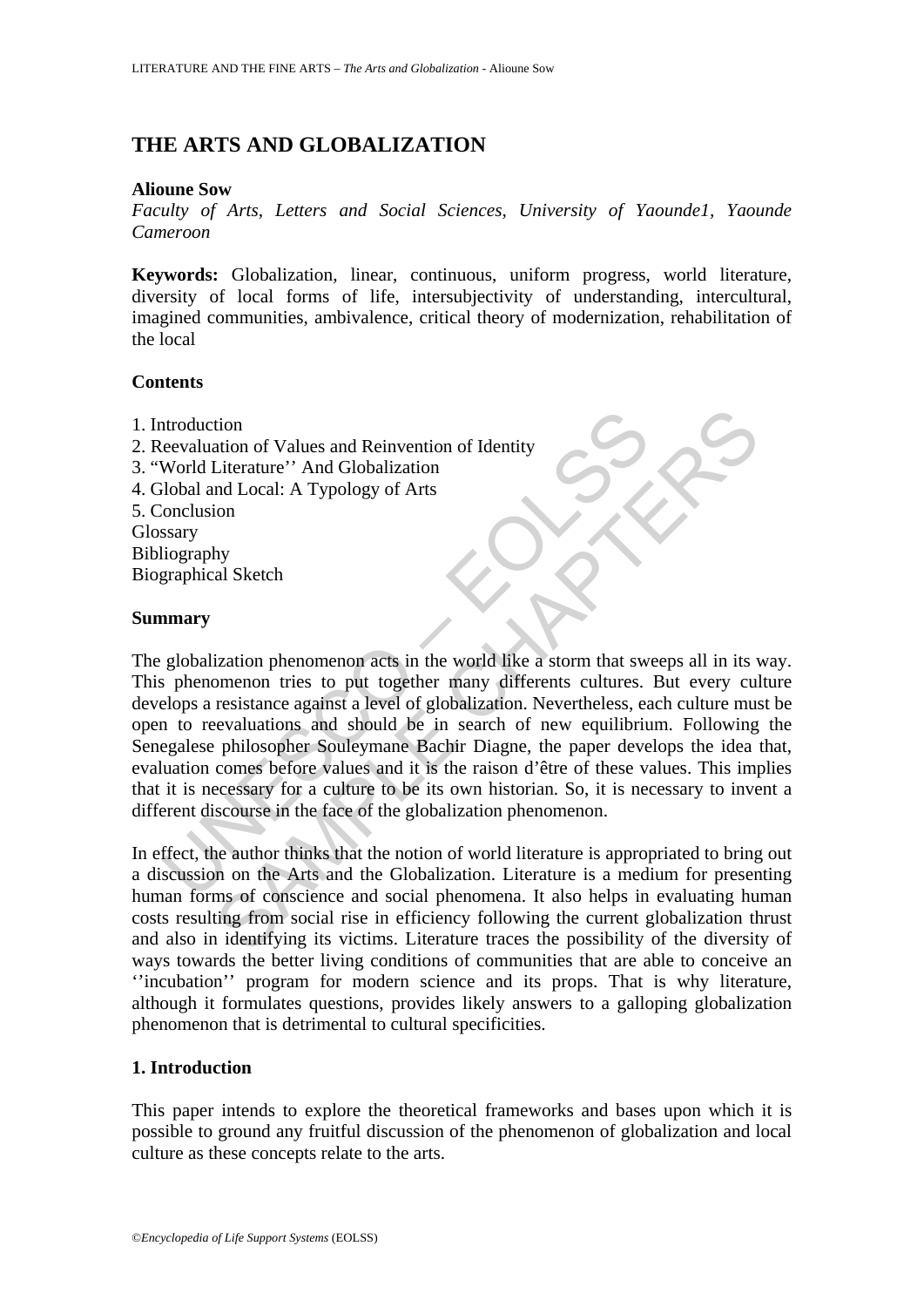# THE ARTS AND GLOBALIZATION

**Alioune Sow**

*Faculty of Arts, Letters and Social Sciences, University of Yaounde1, Yaounde Cameroon*

**Keywords:** Globalization, linear, continuous, uniform progress, world literature, diversity of local forms of life, intersubjectivity of understanding, intercultural, imagined communities, ambivalence, critical theory of modernization, rehabilitation of the local

## Contents

1. Introduction
2. Reevaluation of Values and Reinvention of Identity
3. "World Literature'' And Globalization
4. Global and Local: A Typology of Arts
5. Conclusion

Glossary
Bibliography
Biographical Sketch

## Summary

The globalization phenomenon acts in the world like a storm that sweeps all in its way. This phenomenon tries to put together many differents cultures. But every culture develops a resistance against a level of globalization. Nevertheless, each culture must be open to reevaluations and should be in search of new equilibrium. Following the Senegalese philosopher Souleymane Bachir Diagne, the paper develops the idea that, evaluation comes before values and it is the raison d'être of these values. This implies that it is necessary for a culture to be its own historian. So, it is necessary to invent a different discourse in the face of the globalization phenomenon.

In effect, the author thinks that the notion of world literature is appropriated to bring out a discussion on the Arts and the Globalization. Literature is a medium for presenting human forms of conscience and social phenomena. It also helps in evaluating human costs resulting from social rise in efficiency following the current globalization thrust and also in identifying its victims. Literature traces the possibility of the diversity of ways towards the better living conditions of communities that are able to conceive an ''incubation'' program for modern science and its props. That is why literature, although it formulates questions, provides likely answers to a galloping globalization phenomenon that is detrimental to cultural specificities.

## 1. Introduction

This paper intends to explore the theoretical frameworks and bases upon which it is possible to ground any fruitful discussion of the phenomenon of globalization and local culture as these concepts relate to the arts.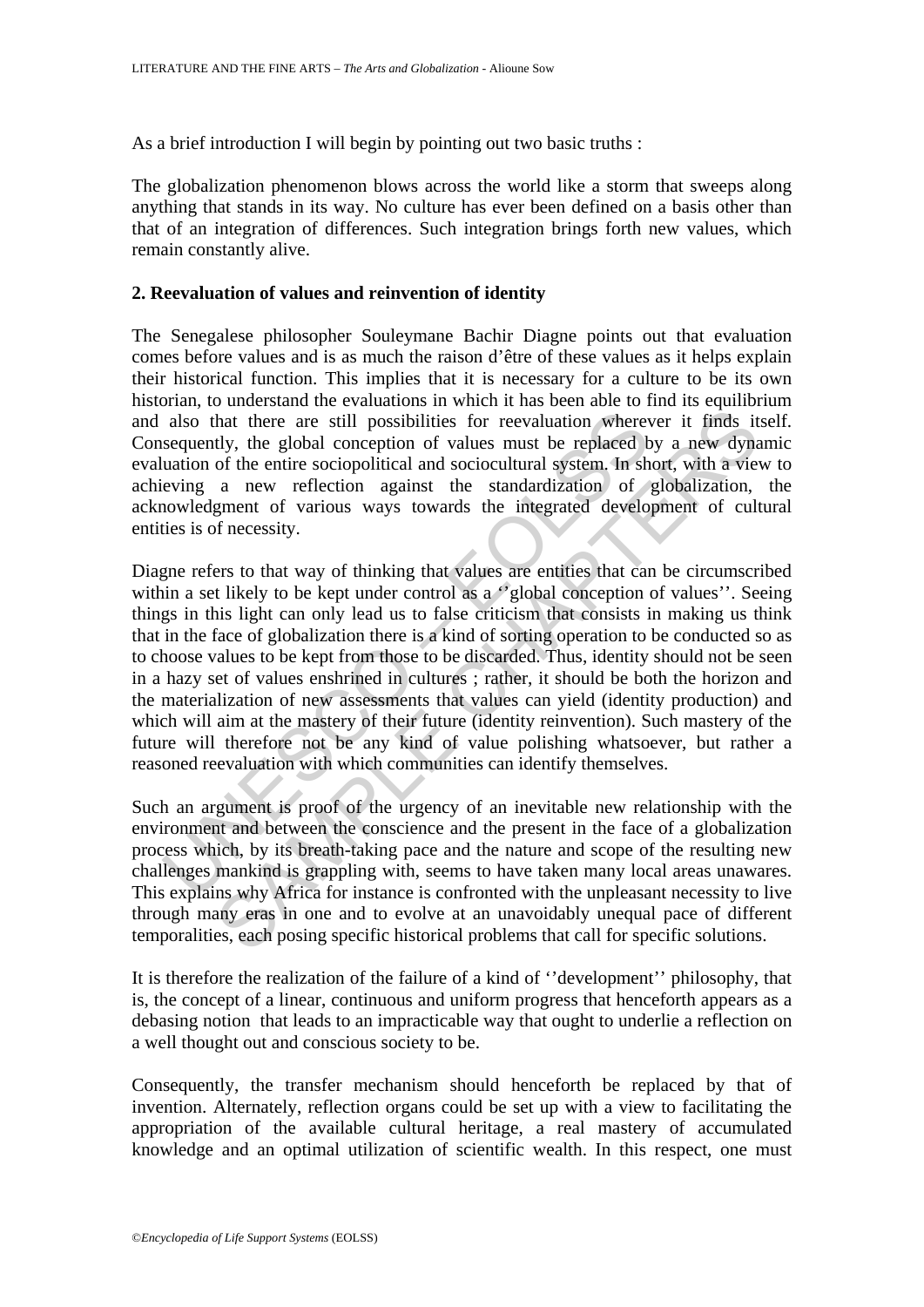As a brief introduction I will begin by pointing out two basic truths :

The globalization phenomenon blows across the world like a storm that sweeps along anything that stands in its way. No culture has ever been defined on a basis other than that of an integration of differences. Such integration brings forth new values, which remain constantly alive.

## 2. Reevaluation of values and reinvention of identity

The Senegalese philosopher Souleymane Bachir Diagne points out that evaluation comes before values and is as much the raison d'être of these values as it helps explain their historical function. This implies that it is necessary for a culture to be its own historian, to understand the evaluations in which it has been able to find its equilibrium and also that there are still possibilities for reevaluation wherever it finds itself. Consequently, the global conception of values must be replaced by a new dynamic evaluation of the entire sociopolitical and sociocultural system. In short, with a view to achieving a new reflection against the standardization of globalization, the acknowledgment of various ways towards the integrated development of cultural entities is of necessity.

Diagne refers to that way of thinking that values are entities that can be circumscribed within a set likely to be kept under control as a ''global conception of values''. Seeing things in this light can only lead us to false criticism that consists in making us think that in the face of globalization there is a kind of sorting operation to be conducted so as to choose values to be kept from those to be discarded. Thus, identity should not be seen in a hazy set of values enshrined in cultures ; rather, it should be both the horizon and the materialization of new assessments that values can yield (identity production) and which will aim at the mastery of their future (identity reinvention). Such mastery of the future will therefore not be any kind of value polishing whatsoever, but rather a reasoned reevaluation with which communities can identify themselves.

Such an argument is proof of the urgency of an inevitable new relationship with the environment and between the conscience and the present in the face of a globalization process which, by its breath-taking pace and the nature and scope of the resulting new challenges mankind is grappling with, seems to have taken many local areas unawares. This explains why Africa for instance is confronted with the unpleasant necessity to live through many eras in one and to evolve at an unavoidably unequal pace of different temporalities, each posing specific historical problems that call for specific solutions.

It is therefore the realization of the failure of a kind of ''development'' philosophy, that is, the concept of a linear, continuous and uniform progress that henceforth appears as a debasing notion that leads to an impracticable way that ought to underlie a reflection on a well thought out and conscious society to be.

Consequently, the transfer mechanism should henceforth be replaced by that of invention. Alternately, reflection organs could be set up with a view to facilitating the appropriation of the available cultural heritage, a real mastery of accumulated knowledge and an optimal utilization of scientific wealth. In this respect, one must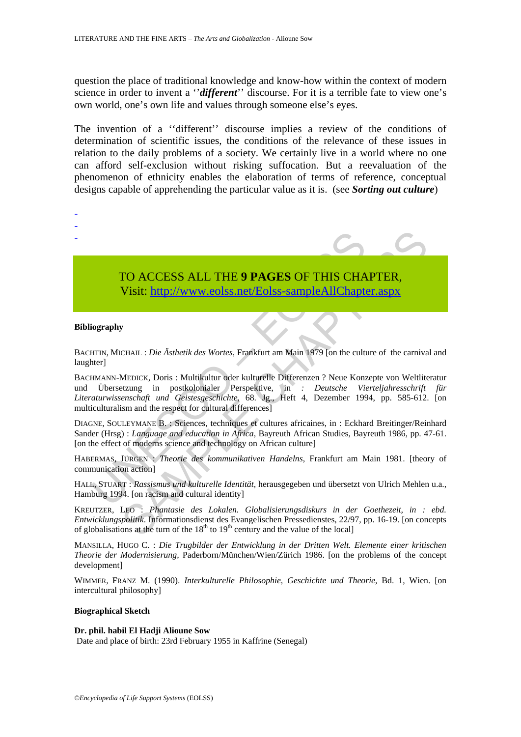question the place of traditional knowledge and know-how within the context of modern science in order to invent a ''***different***'' discourse. For it is a terrible fate to view one's own world, one's own life and values through someone else's eyes.

The invention of a ''different'' discourse implies a review of the conditions of determination of scientific issues, the conditions of the relevance of these issues in relation to the daily problems of a society. We certainly live in a world where no one can afford self-exclusion without risking suffocation. But a reevaluation of the phenomenon of ethnicity enables the elaboration of terms of reference, conceptual designs capable of apprehending the particular value as it is. (see ***Sorting out culture***)

-
-
-

TO ACCESS ALL THE **9 PAGES** OF THIS CHAPTER,
Visit: http://www.eolss.net/Eolss-sampleAllChapter.aspx

**Bibliography**

BACHTIN, MICHAIL : *Die Ästhetik des Wortes*, Frankfurt am Main 1979 [on the culture of the carnival and laughter]

BACHMANN-MEDICK, Doris : Multikultur oder kulturelle Differenzen ? Neue Konzepte von Weltliteratur und Übersetzung in postkolonialer Perspektive, in *: Deutsche Vierteljahresschrift für Literaturwissenschaft und Geistesgeschichte*, 68. Jg., Heft 4, Dezember 1994, pp. 585-612. [on multiculturalism and the respect for cultural differences]

DIAGNE, SOULEYMANE B. : Sciences, techniques et cultures africaines, in : Eckhard Breitinger/Reinhard Sander (Hrsg) : *Language and education in Africa*, Bayreuth African Studies, Bayreuth 1986, pp. 47-61. [on the effect of moderns science and technology on African culture]

HABERMAS, JÜRGEN : *Theorie des kommunikativen Handelns*, Frankfurt am Main 1981. [theory of communication action]

HALL, STUART : *Rassismus und kulturelle Identität*, herausgegeben und übersetzt von Ulrich Mehlen u.a., Hamburg 1994. [on racism and cultural identity]

KREUTZER, LEO : *Phantasie des Lokalen. Globalisierungsdiskurs in der Goethezeit, in : ebd. Entwicklungspolitik*. Informationsdienst des Evangelischen Pressedienstes, 22/97, pp. 16-19. [on concepts of globalisations at the turn of the 18th to 19th century and the value of the local]

MANSILLA, HUGO C. : *Die Trugbilder der Entwicklung in der Dritten Welt. Elemente einer kritischen Theorie der Modernisierung*, Paderborn/München/Wien/Zürich 1986. [on the problems of the concept development]

WIMMER, FRANZ M. (1990). *Interkulturelle Philosophie, Geschichte und Theorie*, Bd. 1, Wien. [on intercultural philosophy]

**Biographical Sketch**

**Dr. phil. habil El Hadji Alioune Sow**
Date and place of birth: 23rd February 1955 in Kaffrine (Senegal)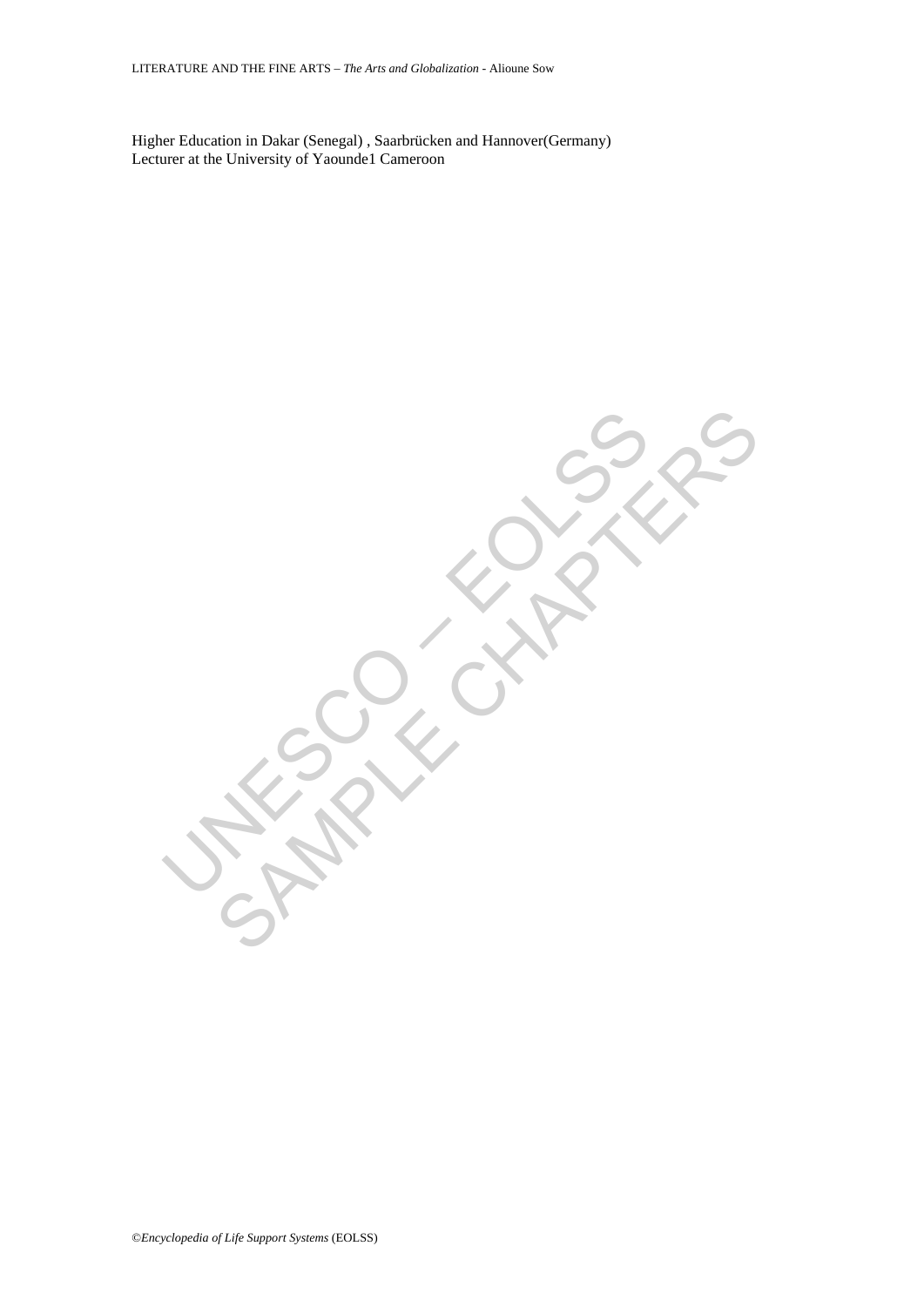Higher Education in Dakar (Senegal) , Saarbrücken and Hannover(Germany)
Lecturer at the University of Yaounde1 Cameroon